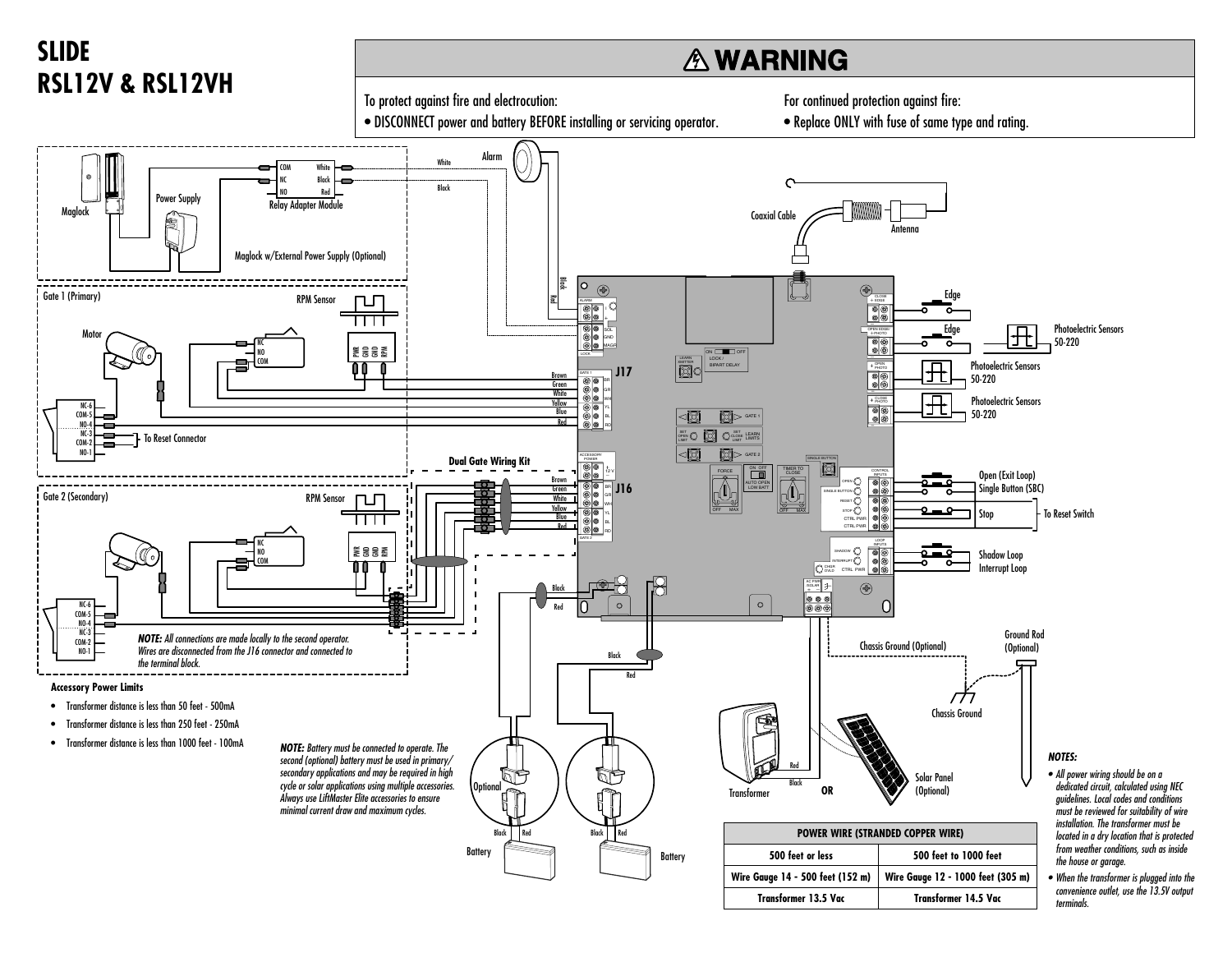# SLIDE
# RSL12V & RSL12VH

## ⚠ WARNING

To protect against fire and electrocution:

- DISCONNECT power and battery BEFORE installing or servicing operator.

For continued protection against fire:

- Replace ONLY with fuse of same type and rating.

Alarm

White

Black

Maglock

Power Supply

COM White
NC Black
NO Red

Relay Adapter Module

Maglock w/External Power Supply (Optional)

Coaxial Cable

Antenna

Gate 1 (Primary)

RPM Sensor

Motor

NC
NO
COM

PWR GND GND RPM

NC-6
COM-5
NO-4
NC-3
COM-2
NO-1

To Reset Connector

Brown
Green
White
Yellow
Blue
Red

J17

Edge

Edge

Photoelectric Sensors 50-220

Photoelectric Sensors 50-220

Photoelectric Sensors 50-220

Dual Gate Wiring Kit

Brown
Green
White
Yellow
Blue
Red

J16

Gate 2 (Secondary)

RPM Sensor

NC
NO
COM

PWR GND GND RPM

NC-6
COM-5
NO-4
NC-3
COM-2
NO-1

*NOTE: All connections are made locally to the second operator. Wires are disconnected from the J16 connector and connected to the terminal block.*

Open (Exit Loop)
Single Button (SBC)

Stop — To Reset Switch

Shadow Loop
Interrupt Loop

Black
Red

Black
Red

Chassis Ground (Optional)

Ground Rod (Optional)

Chassis Ground

**Accessory Power Limits**

- Transformer distance is less than 50 feet - 500mA
- Transformer distance is less than 250 feet - 250mA
- Transformer distance is less than 1000 feet - 100mA

***NOTE:*** *Battery must be connected to operate. The second (optional) battery must be used in primary/secondary applications and may be required in high cycle or solar applications using multiple accessories. Always use LiftMaster Elite accessories to ensure minimal current draw and maximum cycles.*

Optional

Black Red

Battery

Black Red

Battery

Transformer

Red
Black

OR

Solar Panel (Optional)

| POWER WIRE (STRANDED COPPER WIRE) | |
|---|---|
| 500 feet or less | 500 feet to 1000 feet |
| Wire Gauge 14 - 500 feet (152 m) | Wire Gauge 12 - 1000 feet (305 m) |
| Transformer 13.5 Vac | Transformer 14.5 Vac |

***NOTES:***

- *All power wiring should be on a dedicated circuit, calculated using NEC guidelines. Local codes and conditions must be reviewed for suitability of wire installation. The transformer must be located in a dry location that is protected from weather conditions, such as inside the house or garage.*
- *When the transformer is plugged into the convenience outlet, use the 13.5V output terminals.*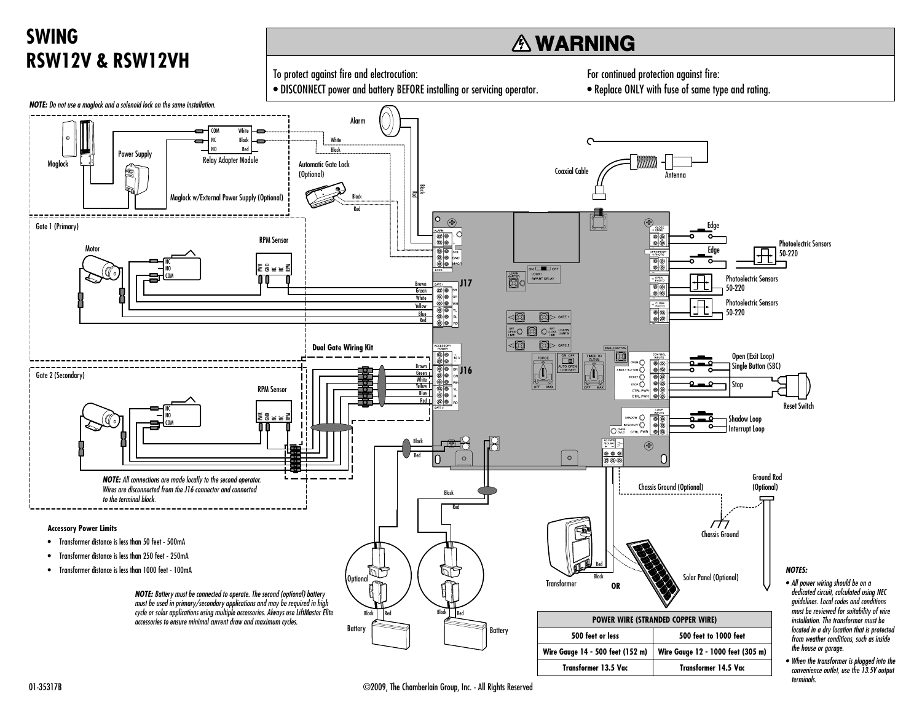# SWING
# RSW12V & RSW12VH

## ⚠ WARNING

To protect against fire and electrocution:
- DISCONNECT power and battery BEFORE installing or servicing operator.

For continued protection against fire:
- Replace ONLY with fuse of same type and rating.

***NOTE:** Do not use a maglock and a solenoid lock on the same installation.*

Maglock
Power Supply
Relay Adapter Module
COM White
NC Black
NO Red
Maglock w/External Power Supply (Optional)
Alarm
White
Black
Automatic Gate Lock (Optional)
Black
Red
Coaxial Cable
Antenna

Gate 1 (Primary)
Motor
NC
NO
COM
RPM Sensor
PWR GND NC NC RPM
Brown
Green
White
Yellow
Blue
Red
J17

Edge
Edge
Photoelectric Sensors 50-220
Photoelectric Sensors 50-220
Photoelectric Sensors 50-220

Dual Gate Wiring Kit
Gate 2 (Secondary)
RPM Sensor
NC
NO
COM
PWR GND NC NC RPM
Brown
Green
White
Yellow
Blue
Red
J16

Open (Exit Loop)
Single Button (SBC)
Stop
Reset Switch
Shadow Loop
Interrupt Loop

Black
Red

***NOTE:** All connections are made locally to the second operator. Wires are disconnected from the J16 connector and connected to the terminal block.*

Black
Red
Chassis Ground (Optional)
Ground Rod (Optional)
Chassis Ground

**Accessory Power Limits**
- Transformer distance is less than 50 feet - 500mA
- Transformer distance is less than 250 feet - 250mA
- Transformer distance is less than 1000 feet - 100mA

Optional
Black Red
Battery
Black Red
Battery

***NOTE:** Battery must be connected to operate. The second (optional) battery must be used in primary/secondary applications and may be required in high cycle or solar applications using multiple accessories. Always use LiftMaster Elite accessories to ensure minimal current draw and maximum cycles.*

Transformer
Red
Black
OR
Solar Panel (Optional)

| POWER WIRE (STRANDED COPPER WIRE) | |
|---|---|
| 500 feet or less | 500 feet to 1000 feet |
| Wire Gauge 14 - 500 feet (152 m) | Wire Gauge 12 - 1000 feet (305 m) |
| Transformer 13.5 Vac | Transformer 14.5 Vac |

***NOTES:***
- *All power wiring should be on a dedicated circuit, calculated using NEC guidelines. Local codes and conditions must be reviewed for suitability of wire installation. The transformer must be located in a dry location that is protected from weather conditions, such as inside the house or garage.*
- *When the transformer is plugged into the convenience outlet, use the 13.5V output terminals.*

01-35317B

©2009, The Chamberlain Group, Inc. - All Rights Reserved